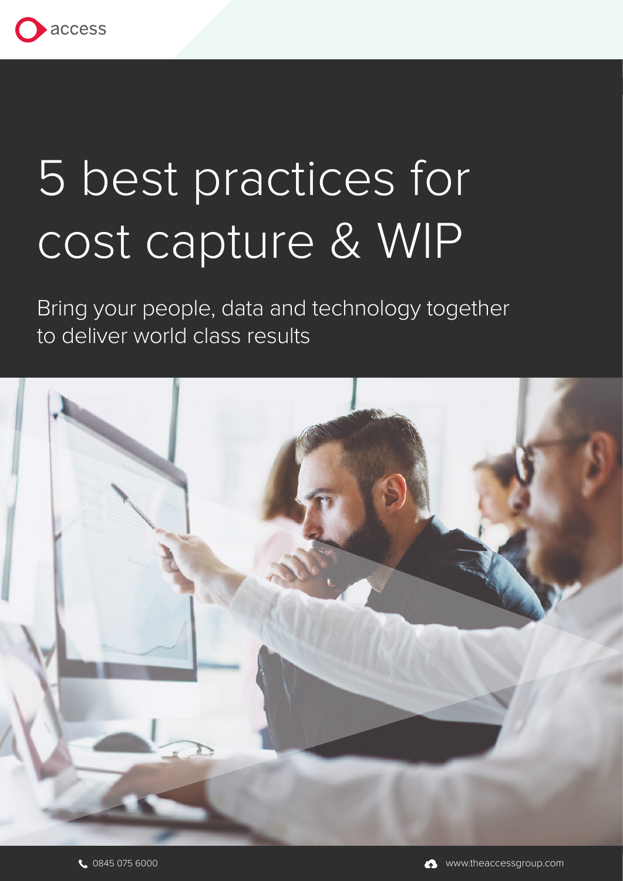access

# 5 best practices for cost capture & WIP

Bring your people, data and technology together to deliver world class results

0845 075 6000

www.theaccessgroup.com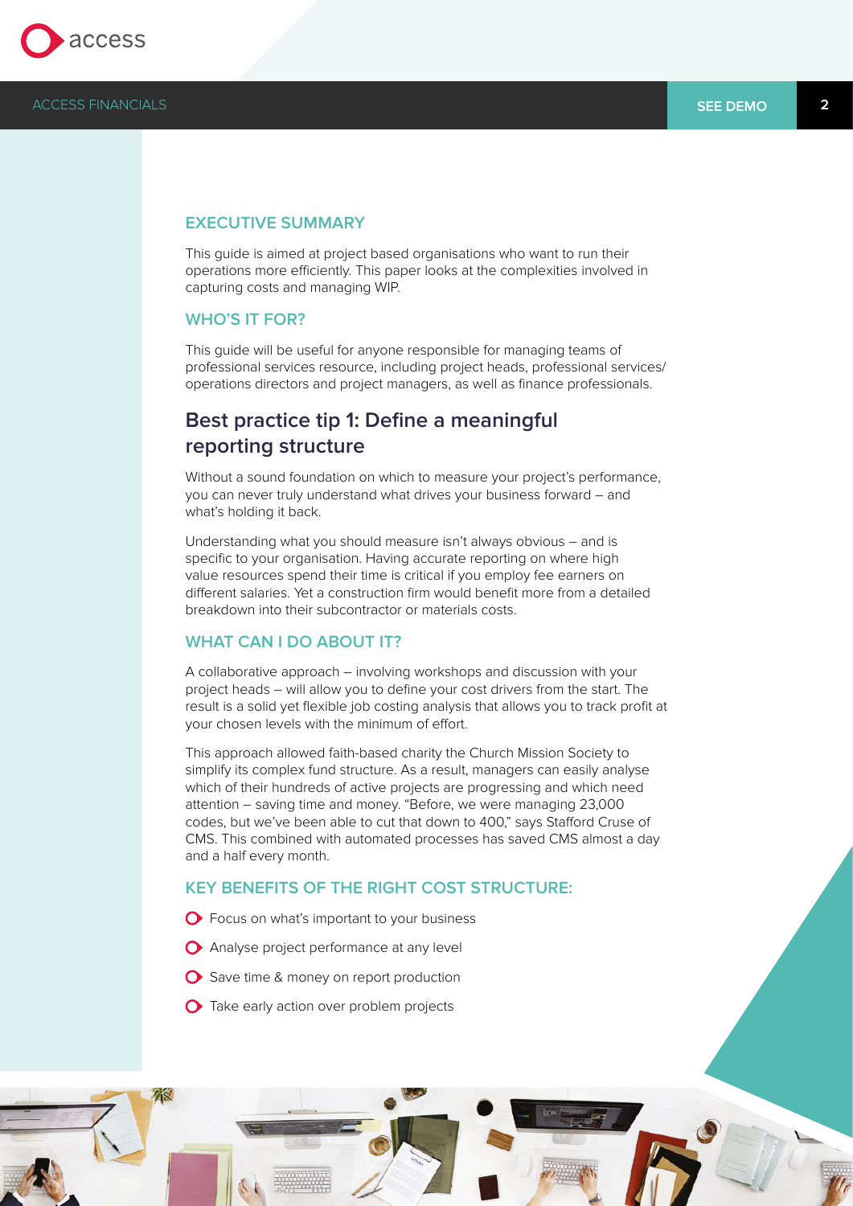## EXECUTIVE SUMMARY

This guide is aimed at project based organisations who want to run their operations more efficiently. This paper looks at the complexities involved in capturing costs and managing WIP.

## WHO'S IT FOR?

This guide will be useful for anyone responsible for managing teams of professional services resource, including project heads, professional services/ operations directors and project managers, as well as finance professionals.

# Best practice tip 1: Define a meaningful reporting structure

Without a sound foundation on which to measure your project's performance, you can never truly understand what drives your business forward – and what's holding it back.

Understanding what you should measure isn't always obvious – and is specific to your organisation. Having accurate reporting on where high value resources spend their time is critical if you employ fee earners on different salaries. Yet a construction firm would benefit more from a detailed breakdown into their subcontractor or materials costs.

## WHAT CAN I DO ABOUT IT?

A collaborative approach – involving workshops and discussion with your project heads – will allow you to define your cost drivers from the start. The result is a solid yet flexible job costing analysis that allows you to track profit at your chosen levels with the minimum of effort.

This approach allowed faith-based charity the Church Mission Society to simplify its complex fund structure. As a result, managers can easily analyse which of their hundreds of active projects are progressing and which need attention – saving time and money. "Before, we were managing 23,000 codes, but we've been able to cut that down to 400," says Stafford Cruse of CMS. This combined with automated processes has saved CMS almost a day and a half every month.

## KEY BENEFITS OF THE RIGHT COST STRUCTURE:

- Focus on what's important to your business
- Analyse project performance at any level
- Save time & money on report production
- Take early action over problem projects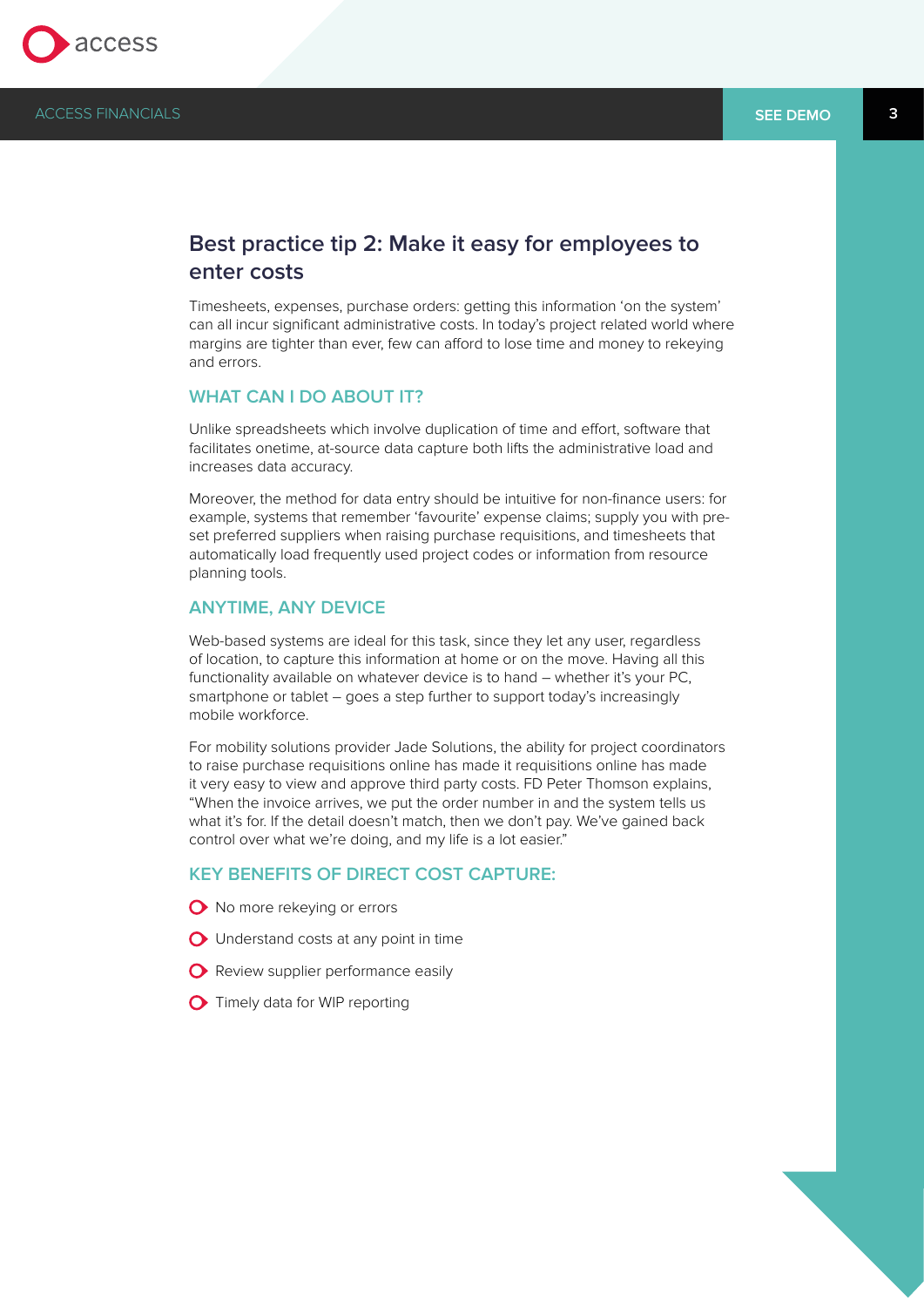## Best practice tip 2: Make it easy for employees to enter costs

Timesheets, expenses, purchase orders: getting this information 'on the system' can all incur significant administrative costs. In today's project related world where margins are tighter than ever, few can afford to lose time and money to rekeying and errors.

### WHAT CAN I DO ABOUT IT?

Unlike spreadsheets which involve duplication of time and effort, software that facilitates onetime, at-source data capture both lifts the administrative load and increases data accuracy.

Moreover, the method for data entry should be intuitive for non-finance users: for example, systems that remember 'favourite' expense claims; supply you with pre-set preferred suppliers when raising purchase requisitions, and timesheets that automatically load frequently used project codes or information from resource planning tools.

### ANYTIME, ANY DEVICE

Web-based systems are ideal for this task, since they let any user, regardless of location, to capture this information at home or on the move. Having all this functionality available on whatever device is to hand – whether it's your PC, smartphone or tablet – goes a step further to support today's increasingly mobile workforce.

For mobility solutions provider Jade Solutions, the ability for project coordinators to raise purchase requisitions online has made it requisitions online has made it very easy to view and approve third party costs. FD Peter Thomson explains, "When the invoice arrives, we put the order number in and the system tells us what it's for. If the detail doesn't match, then we don't pay. We've gained back control over what we're doing, and my life is a lot easier."

### KEY BENEFITS OF DIRECT COST CAPTURE:

- No more rekeying or errors
- Understand costs at any point in time
- Review supplier performance easily
- Timely data for WIP reporting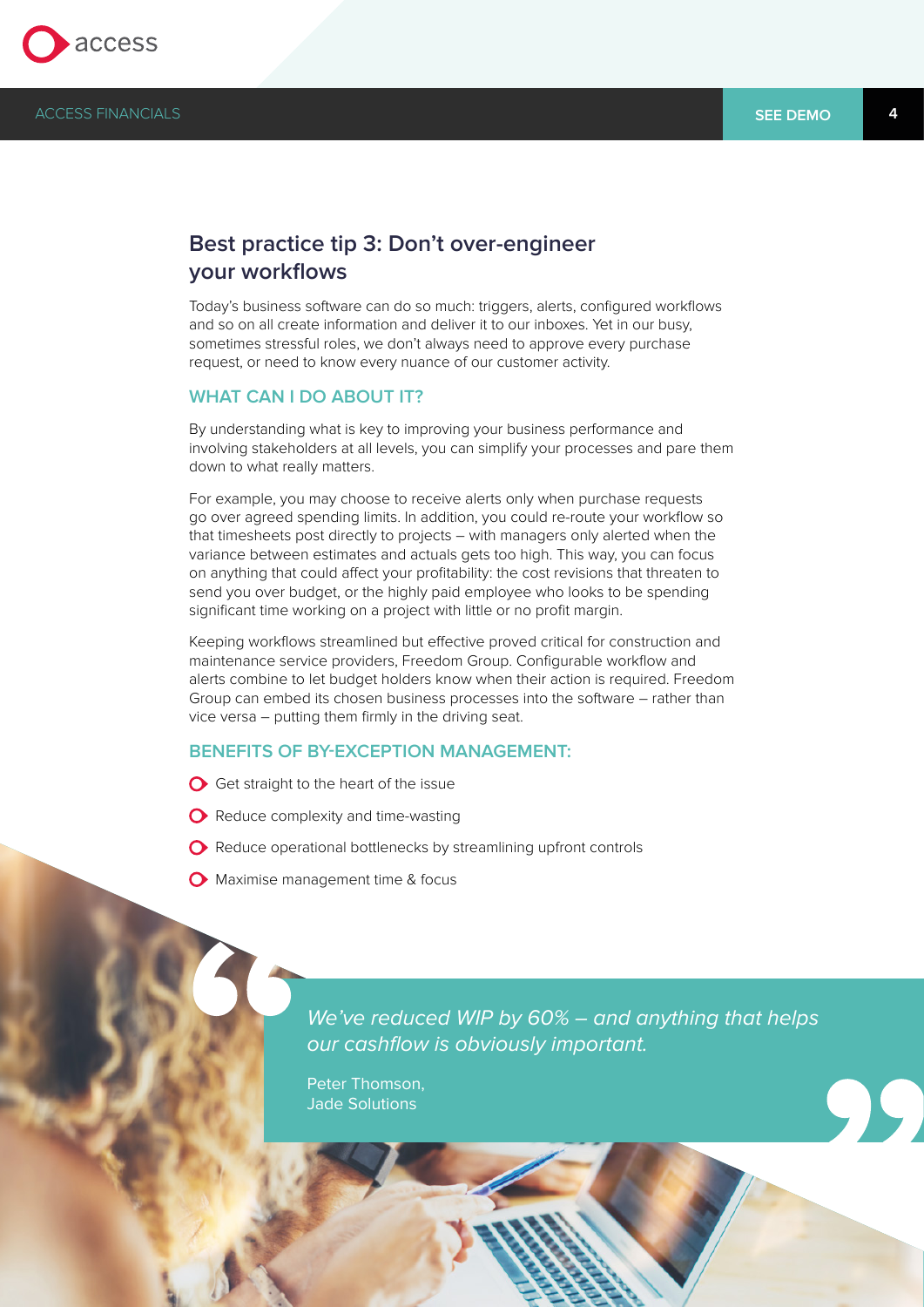## Best practice tip 3: Don't over-engineer your workflows

Today's business software can do so much: triggers, alerts, configured workflows and so on all create information and deliver it to our inboxes. Yet in our busy, sometimes stressful roles, we don't always need to approve every purchase request, or need to know every nuance of our customer activity.

### WHAT CAN I DO ABOUT IT?

By understanding what is key to improving your business performance and involving stakeholders at all levels, you can simplify your processes and pare them down to what really matters.

For example, you may choose to receive alerts only when purchase requests go over agreed spending limits. In addition, you could re-route your workflow so that timesheets post directly to projects – with managers only alerted when the variance between estimates and actuals gets too high. This way, you can focus on anything that could affect your profitability: the cost revisions that threaten to send you over budget, or the highly paid employee who looks to be spending significant time working on a project with little or no profit margin.

Keeping workflows streamlined but effective proved critical for construction and maintenance service providers, Freedom Group. Configurable workflow and alerts combine to let budget holders know when their action is required. Freedom Group can embed its chosen business processes into the software – rather than vice versa – putting them firmly in the driving seat.

### BENEFITS OF BY-EXCEPTION MANAGEMENT:

- Get straight to the heart of the issue
- Reduce complexity and time-wasting
- Reduce operational bottlenecks by streamlining upfront controls
- Maximise management time & focus

> *We've reduced WIP by 60% – and anything that helps our cashflow is obviously important.*
>
> Peter Thomson,
> Jade Solutions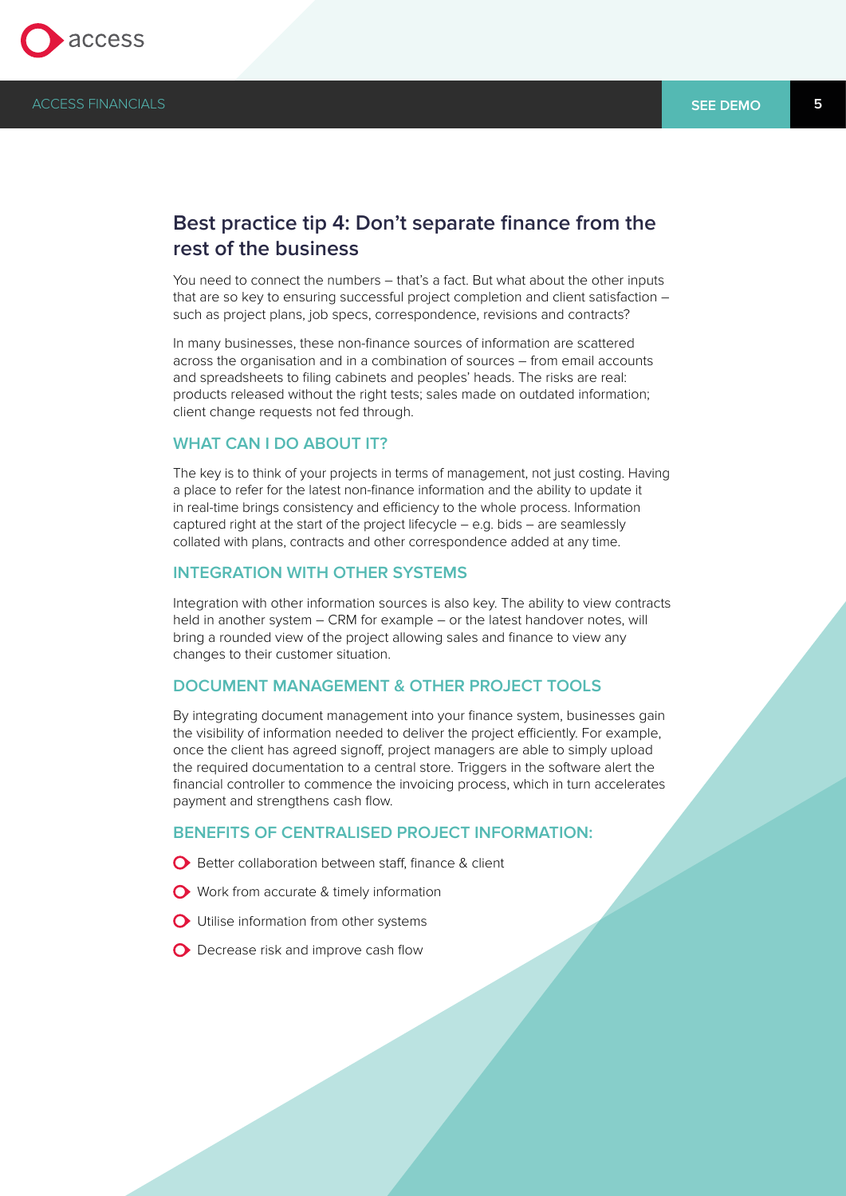## Best practice tip 4: Don't separate finance from the rest of the business

You need to connect the numbers – that's a fact. But what about the other inputs that are so key to ensuring successful project completion and client satisfaction – such as project plans, job specs, correspondence, revisions and contracts?

In many businesses, these non-finance sources of information are scattered across the organisation and in a combination of sources – from email accounts and spreadsheets to filing cabinets and peoples' heads. The risks are real: products released without the right tests; sales made on outdated information; client change requests not fed through.

### WHAT CAN I DO ABOUT IT?

The key is to think of your projects in terms of management, not just costing. Having a place to refer for the latest non-finance information and the ability to update it in real-time brings consistency and efficiency to the whole process. Information captured right at the start of the project lifecycle – e.g. bids – are seamlessly collated with plans, contracts and other correspondence added at any time.

### INTEGRATION WITH OTHER SYSTEMS

Integration with other information sources is also key. The ability to view contracts held in another system – CRM for example – or the latest handover notes, will bring a rounded view of the project allowing sales and finance to view any changes to their customer situation.

### DOCUMENT MANAGEMENT & OTHER PROJECT TOOLS

By integrating document management into your finance system, businesses gain the visibility of information needed to deliver the project efficiently. For example, once the client has agreed signoff, project managers are able to simply upload the required documentation to a central store. Triggers in the software alert the financial controller to commence the invoicing process, which in turn accelerates payment and strengthens cash flow.

### BENEFITS OF CENTRALISED PROJECT INFORMATION:

- Better collaboration between staff, finance & client
- Work from accurate & timely information
- Utilise information from other systems
- Decrease risk and improve cash flow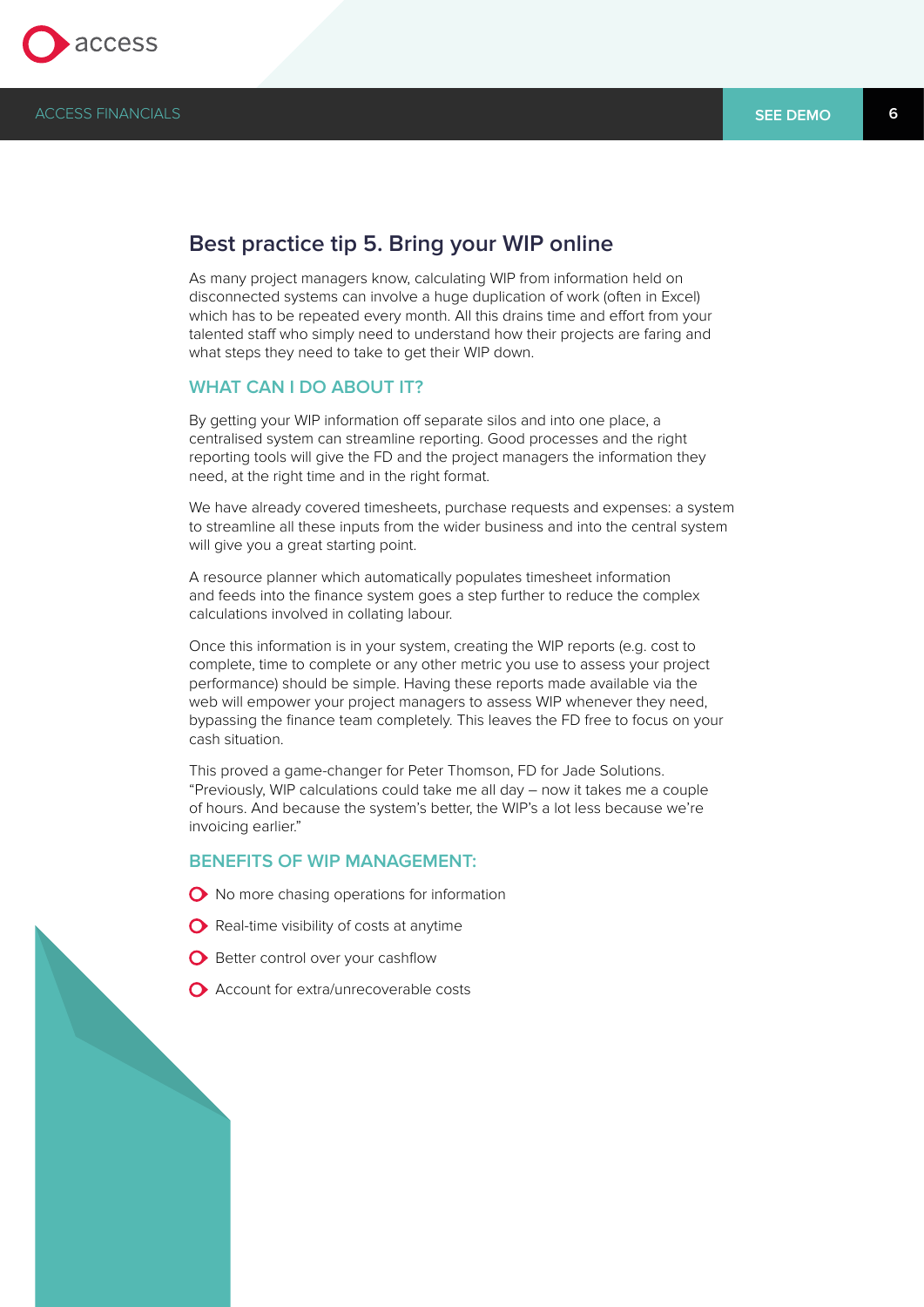## Best practice tip 5. Bring your WIP online

As many project managers know, calculating WIP from information held on disconnected systems can involve a huge duplication of work (often in Excel) which has to be repeated every month. All this drains time and effort from your talented staff who simply need to understand how their projects are faring and what steps they need to take to get their WIP down.

### WHAT CAN I DO ABOUT IT?

By getting your WIP information off separate silos and into one place, a centralised system can streamline reporting. Good processes and the right reporting tools will give the FD and the project managers the information they need, at the right time and in the right format.

We have already covered timesheets, purchase requests and expenses: a system to streamline all these inputs from the wider business and into the central system will give you a great starting point.

A resource planner which automatically populates timesheet information and feeds into the finance system goes a step further to reduce the complex calculations involved in collating labour.

Once this information is in your system, creating the WIP reports (e.g. cost to complete, time to complete or any other metric you use to assess your project performance) should be simple. Having these reports made available via the web will empower your project managers to assess WIP whenever they need, bypassing the finance team completely. This leaves the FD free to focus on your cash situation.

This proved a game-changer for Peter Thomson, FD for Jade Solutions. “Previously, WIP calculations could take me all day – now it takes me a couple of hours. And because the system’s better, the WIP’s a lot less because we’re invoicing earlier.”

### BENEFITS OF WIP MANAGEMENT:

- No more chasing operations for information
- Real-time visibility of costs at anytime
- Better control over your cashflow
- Account for extra/unrecoverable costs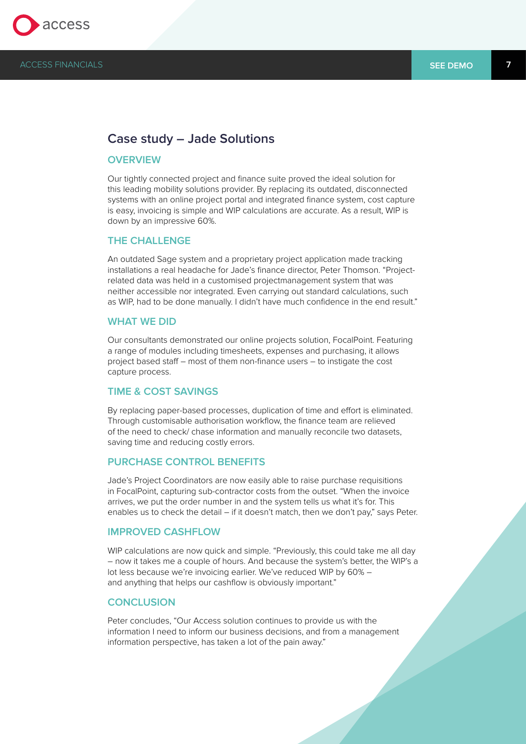## Case study – Jade Solutions

### OVERVIEW

Our tightly connected project and finance suite proved the ideal solution for this leading mobility solutions provider. By replacing its outdated, disconnected systems with an online project portal and integrated finance system, cost capture is easy, invoicing is simple and WIP calculations are accurate. As a result, WIP is down by an impressive 60%.

### THE CHALLENGE

An outdated Sage system and a proprietary project application made tracking installations a real headache for Jade's finance director, Peter Thomson. "Project-related data was held in a customised projectmanagement system that was neither accessible nor integrated. Even carrying out standard calculations, such as WIP, had to be done manually. I didn't have much confidence in the end result."

### WHAT WE DID

Our consultants demonstrated our online projects solution, FocalPoint. Featuring a range of modules including timesheets, expenses and purchasing, it allows project based staff – most of them non-finance users – to instigate the cost capture process.

### TIME & COST SAVINGS

By replacing paper-based processes, duplication of time and effort is eliminated. Through customisable authorisation workflow, the finance team are relieved of the need to check/ chase information and manually reconcile two datasets, saving time and reducing costly errors.

### PURCHASE CONTROL BENEFITS

Jade's Project Coordinators are now easily able to raise purchase requisitions in FocalPoint, capturing sub-contractor costs from the outset. "When the invoice arrives, we put the order number in and the system tells us what it's for. This enables us to check the detail – if it doesn't match, then we don't pay," says Peter.

### IMPROVED CASHFLOW

WIP calculations are now quick and simple. "Previously, this could take me all day – now it takes me a couple of hours. And because the system's better, the WIP's a lot less because we're invoicing earlier. We've reduced WIP by 60% – and anything that helps our cashflow is obviously important."

### CONCLUSION

Peter concludes, "Our Access solution continues to provide us with the information I need to inform our business decisions, and from a management information perspective, has taken a lot of the pain away."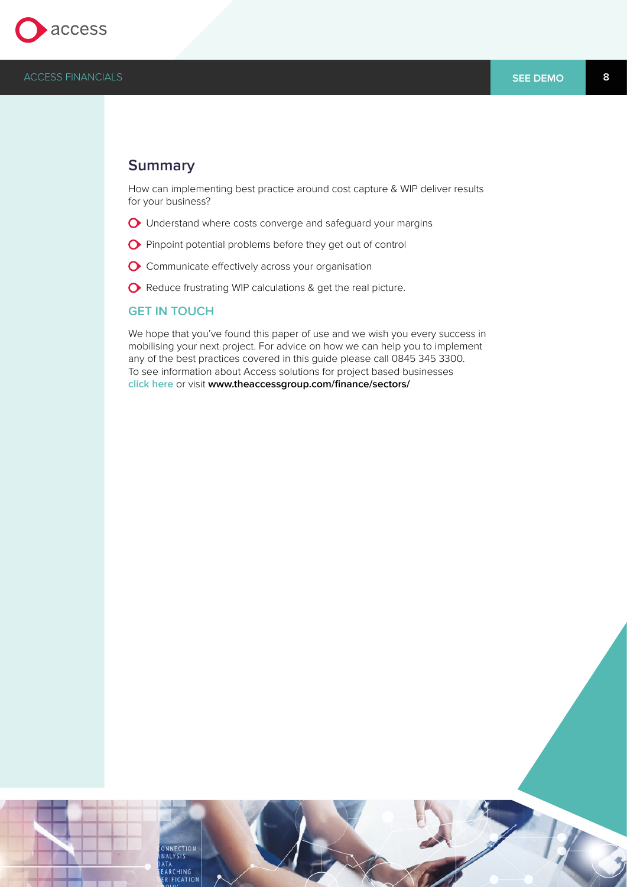## Summary

How can implementing best practice around cost capture & WIP deliver results for your business?

- Understand where costs converge and safeguard your margins
- Pinpoint potential problems before they get out of control
- Communicate effectively across your organisation
- Reduce frustrating WIP calculations & get the real picture.

### GET IN TOUCH

We hope that you've found this paper of use and we wish you every success in mobilising your next project. For advice on how we can help you to implement any of the best practices covered in this guide please call 0845 345 3300. To see information about Access solutions for project based businesses click here or visit **www.theaccessgroup.com/finance/sectors/**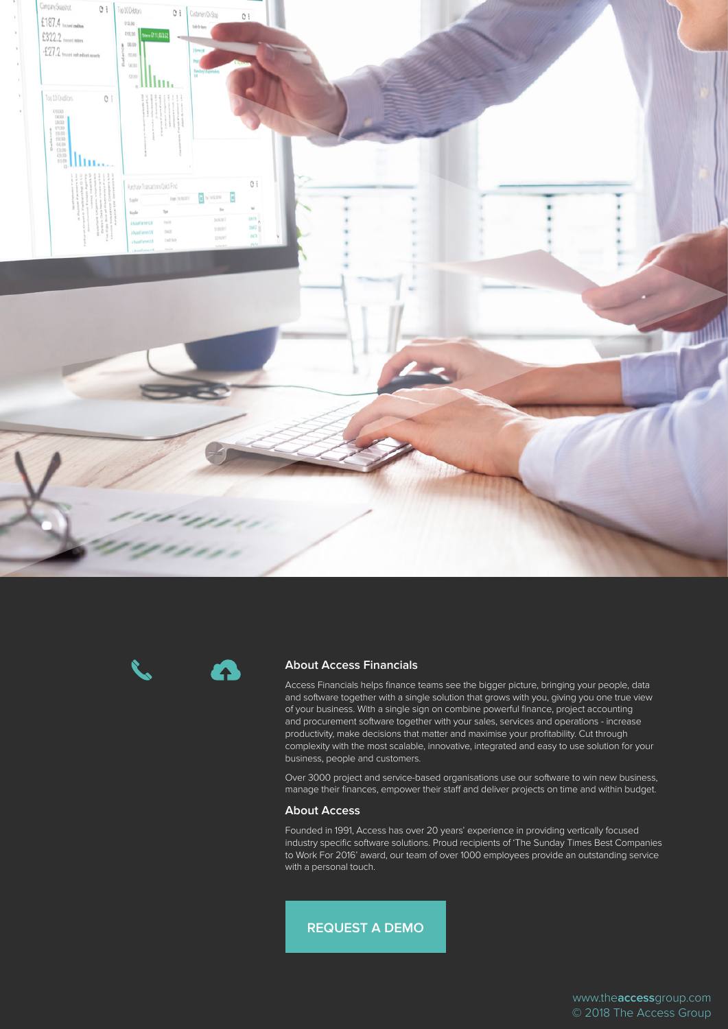## About Access Financials

Access Financials helps finance teams see the bigger picture, bringing your people, data and software together with a single solution that grows with you, giving you one true view of your business. With a single sign on combine powerful finance, project accounting and procurement software together with your sales, services and operations - increase productivity, make decisions that matter and maximise your profitability. Cut through complexity with the most scalable, innovative, integrated and easy to use solution for your business, people and customers.

Over 3000 project and service-based organisations use our software to win new business, manage their finances, empower their staff and deliver projects on time and within budget.

## About Access

Founded in 1991, Access has over 20 years' experience in providing vertically focused industry specific software solutions. Proud recipients of 'The Sunday Times Best Companies to Work For 2016' award, our team of over 1000 employees provide an outstanding service with a personal touch.

REQUEST A DEMO

www.theaccessgroup.com
© 2018 The Access Group